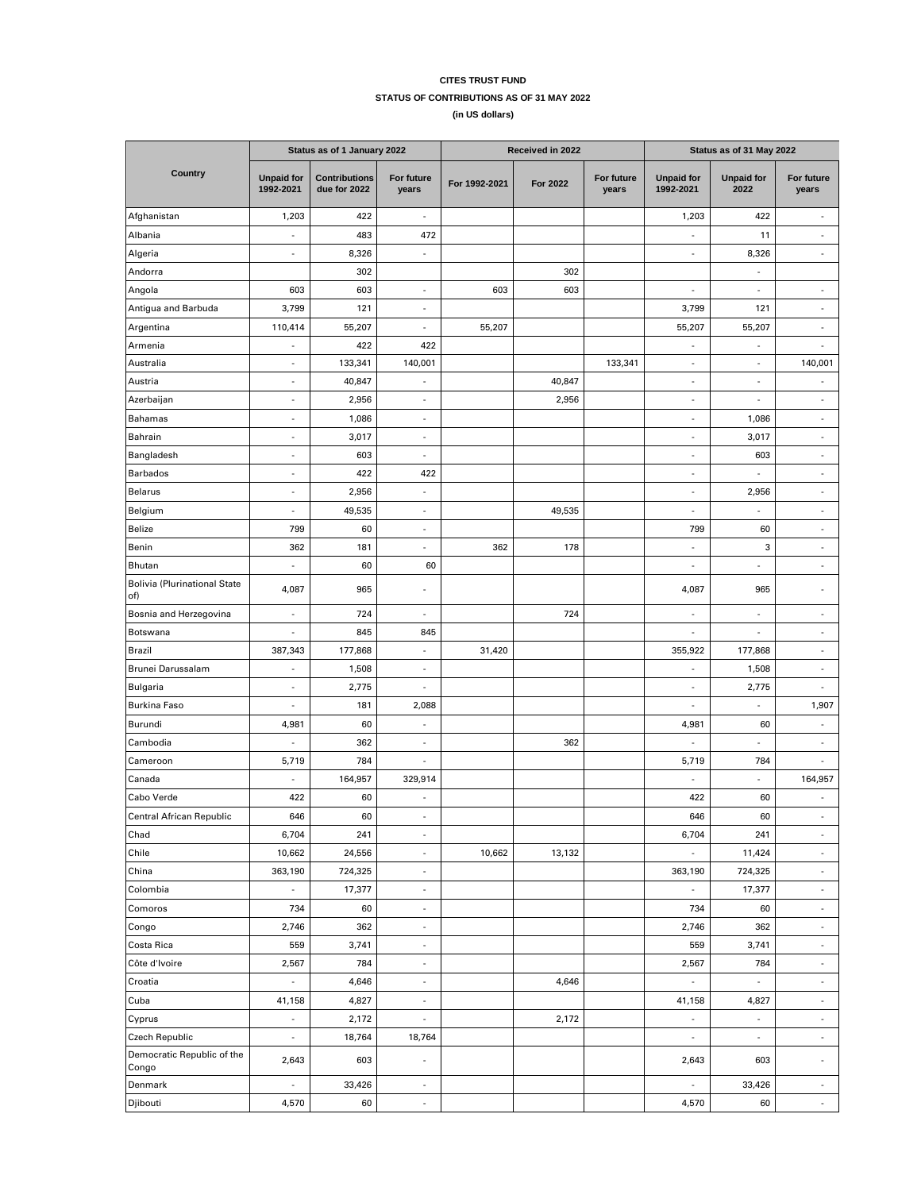**CITES TRUST FUND**

**STATUS OF CONTRIBUTIONS AS OF 31 MAY 2022**

**(in US dollars)**

| Country | Status as of 1 January 2022 | | | Received in 2022 | | | Status as of 31 May 2022 | | |
|---|---|---|---|---|---|---|---|---|---|
| | Unpaid for 1992-2021 | Contributions due for 2022 | For future years | For 1992-2021 | For 2022 | For future years | Unpaid for 1992-2021 | Unpaid for 2022 | For future years |
| Afghanistan | 1,203 | 422 | - | | | | 1,203 | 422 | - |
| Albania | - | 483 | 472 | | | | - | 11 | - |
| Algeria | - | 8,326 | - | | | | - | 8,326 | - |
| Andorra | | 302 | | | 302 | | | - | |
| Angola | 603 | 603 | - | 603 | 603 | | - | - | - |
| Antigua and Barbuda | 3,799 | 121 | - | | | | 3,799 | 121 | - |
| Argentina | 110,414 | 55,207 | - | 55,207 | | | 55,207 | 55,207 | - |
| Armenia | - | 422 | 422 | | | | - | - | - |
| Australia | - | 133,341 | 140,001 | | | 133,341 | - | - | 140,001 |
| Austria | - | 40,847 | - | | 40,847 | | - | - | - |
| Azerbaijan | - | 2,956 | - | | 2,956 | | - | - | - |
| Bahamas | - | 1,086 | - | | | | - | 1,086 | - |
| Bahrain | - | 3,017 | - | | | | - | 3,017 | - |
| Bangladesh | - | 603 | - | | | | - | 603 | - |
| Barbados | - | 422 | 422 | | | | - | - | - |
| Belarus | - | 2,956 | - | | | | - | 2,956 | - |
| Belgium | - | 49,535 | - | | 49,535 | | - | - | - |
| Belize | 799 | 60 | - | | | | 799 | 60 | - |
| Benin | 362 | 181 | - | 362 | 178 | | - | 3 | - |
| Bhutan | - | 60 | 60 | | | | - | - | - |
| Bolivia (Plurinational State of) | 4,087 | 965 | - | | | | 4,087 | 965 | - |
| Bosnia and Herzegovina | - | 724 | - | | 724 | | - | - | - |
| Botswana | - | 845 | 845 | | | | - | - | - |
| Brazil | 387,343 | 177,868 | - | 31,420 | | | 355,922 | 177,868 | - |
| Brunei Darussalam | - | 1,508 | - | | | | - | 1,508 | - |
| Bulgaria | - | 2,775 | - | | | | - | 2,775 | - |
| Burkina Faso | - | 181 | 2,088 | | | | - | - | 1,907 |
| Burundi | 4,981 | 60 | - | | | | 4,981 | 60 | - |
| Cambodia | - | 362 | - | | 362 | | - | - | - |
| Cameroon | 5,719 | 784 | - | | | | 5,719 | 784 | - |
| Canada | - | 164,957 | 329,914 | | | | - | - | 164,957 |
| Cabo Verde | 422 | 60 | - | | | | 422 | 60 | - |
| Central African Republic | 646 | 60 | - | | | | 646 | 60 | - |
| Chad | 6,704 | 241 | - | | | | 6,704 | 241 | - |
| Chile | 10,662 | 24,556 | - | 10,662 | 13,132 | | - | 11,424 | - |
| China | 363,190 | 724,325 | - | | | | 363,190 | 724,325 | - |
| Colombia | - | 17,377 | - | | | | - | 17,377 | - |
| Comoros | 734 | 60 | - | | | | 734 | 60 | - |
| Congo | 2,746 | 362 | - | | | | 2,746 | 362 | - |
| Costa Rica | 559 | 3,741 | - | | | | 559 | 3,741 | - |
| Côte d'Ivoire | 2,567 | 784 | - | | | | 2,567 | 784 | - |
| Croatia | - | 4,646 | - | | 4,646 | | - | - | - |
| Cuba | 41,158 | 4,827 | - | | | | 41,158 | 4,827 | - |
| Cyprus | - | 2,172 | - | | 2,172 | | - | - | - |
| Czech Republic | - | 18,764 | 18,764 | | | | - | - | - |
| Democratic Republic of the Congo | 2,643 | 603 | - | | | | 2,643 | 603 | - |
| Denmark | - | 33,426 | - | | | | - | 33,426 | - |
| Djibouti | 4,570 | 60 | - | | | | 4,570 | 60 | - |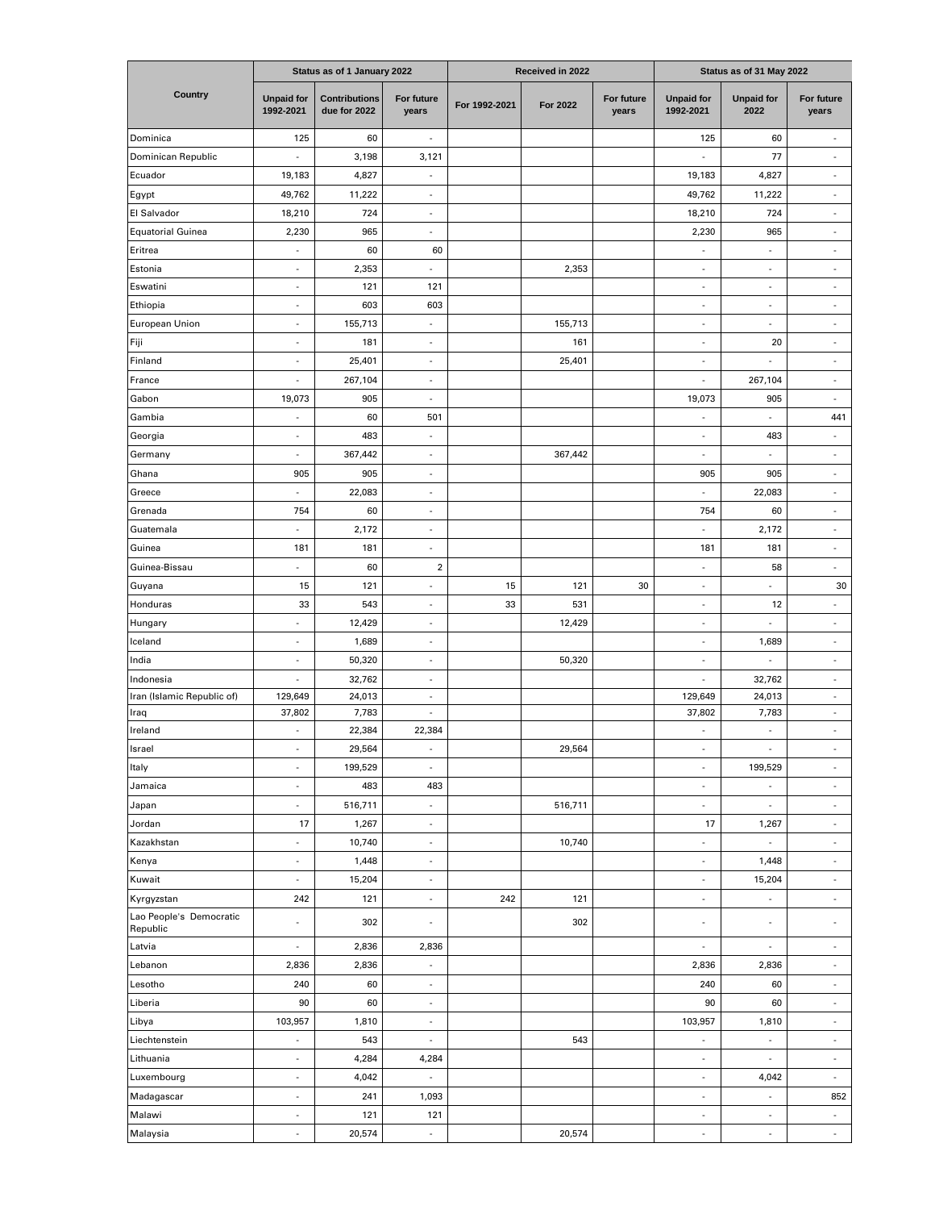| Country | Status as of 1 January 2022 | | | Received in 2022 | | | Status as of 31 May 2022 | | |
|---|---|---|---|---|---|---|---|---|---|
| | Unpaid for 1992-2021 | Contributions due for 2022 | For future years | For 1992-2021 | For 2022 | For future years | Unpaid for 1992-2021 | Unpaid for 2022 | For future years |
| Dominica | 125 | 60 | - | | | | 125 | 60 | - |
| Dominican Republic | - | 3,198 | 3,121 | | | | - | 77 | - |
| Ecuador | 19,183 | 4,827 | - | | | | 19,183 | 4,827 | - |
| Egypt | 49,762 | 11,222 | - | | | | 49,762 | 11,222 | - |
| El Salvador | 18,210 | 724 | - | | | | 18,210 | 724 | - |
| Equatorial Guinea | 2,230 | 965 | - | | | | 2,230 | 965 | - |
| Eritrea | - | 60 | 60 | | | | - | - | - |
| Estonia | - | 2,353 | - | | 2,353 | | - | - | - |
| Eswatini | - | 121 | 121 | | | | - | - | - |
| Ethiopia | - | 603 | 603 | | | | - | - | - |
| European Union | - | 155,713 | - | | 155,713 | | - | - | - |
| Fiji | - | 181 | - | | 161 | | - | 20 | - |
| Finland | - | 25,401 | - | | 25,401 | | - | - | - |
| France | - | 267,104 | - | | | | - | 267,104 | - |
| Gabon | 19,073 | 905 | - | | | | 19,073 | 905 | - |
| Gambia | - | 60 | 501 | | | | - | - | 441 |
| Georgia | - | 483 | - | | | | - | 483 | - |
| Germany | - | 367,442 | - | | 367,442 | | - | - | - |
| Ghana | 905 | 905 | - | | | | 905 | 905 | - |
| Greece | - | 22,083 | - | | | | - | 22,083 | - |
| Grenada | 754 | 60 | - | | | | 754 | 60 | - |
| Guatemala | - | 2,172 | - | | | | - | 2,172 | - |
| Guinea | 181 | 181 | - | | | | 181 | 181 | - |
| Guinea-Bissau | - | 60 | 2 | | | | - | 58 | - |
| Guyana | 15 | 121 | - | 15 | 121 | 30 | - | - | 30 |
| Honduras | 33 | 543 | - | 33 | 531 | | - | 12 | - |
| Hungary | - | 12,429 | - | | 12,429 | | - | - | - |
| Iceland | - | 1,689 | - | | | | - | 1,689 | - |
| India | - | 50,320 | - | | 50,320 | | - | - | - |
| Indonesia | - | 32,762 | - | | | | - | 32,762 | - |
| Iran (Islamic Republic of) | 129,649 | 24,013 | - | | | | 129,649 | 24,013 | - |
| Iraq | 37,802 | 7,783 | - | | | | 37,802 | 7,783 | - |
| Ireland | - | 22,384 | 22,384 | | | | - | - | - |
| Israel | - | 29,564 | - | | 29,564 | | - | - | - |
| Italy | - | 199,529 | - | | | | - | 199,529 | - |
| Jamaica | - | 483 | 483 | | | | - | - | - |
| Japan | - | 516,711 | - | | 516,711 | | - | - | - |
| Jordan | 17 | 1,267 | - | | | | 17 | 1,267 | - |
| Kazakhstan | - | 10,740 | - | | 10,740 | | - | - | - |
| Kenya | - | 1,448 | - | | | | - | 1,448 | - |
| Kuwait | - | 15,204 | - | | | | - | 15,204 | - |
| Kyrgyzstan | 242 | 121 | - | 242 | 121 | | - | - | - |
| Lao People's Democratic Republic | - | 302 | - | | 302 | | - | - | - |
| Latvia | - | 2,836 | 2,836 | | | | - | - | - |
| Lebanon | 2,836 | 2,836 | - | | | | 2,836 | 2,836 | - |
| Lesotho | 240 | 60 | - | | | | 240 | 60 | - |
| Liberia | 90 | 60 | - | | | | 90 | 60 | - |
| Libya | 103,957 | 1,810 | - | | | | 103,957 | 1,810 | - |
| Liechtenstein | - | 543 | - | | 543 | | - | - | - |
| Lithuania | - | 4,284 | 4,284 | | | | - | - | - |
| Luxembourg | - | 4,042 | - | | | | - | 4,042 | - |
| Madagascar | - | 241 | 1,093 | | | | - | - | 852 |
| Malawi | - | 121 | 121 | | | | - | - | - |
| Malaysia | - | 20,574 | - | | 20,574 | | - | - | - |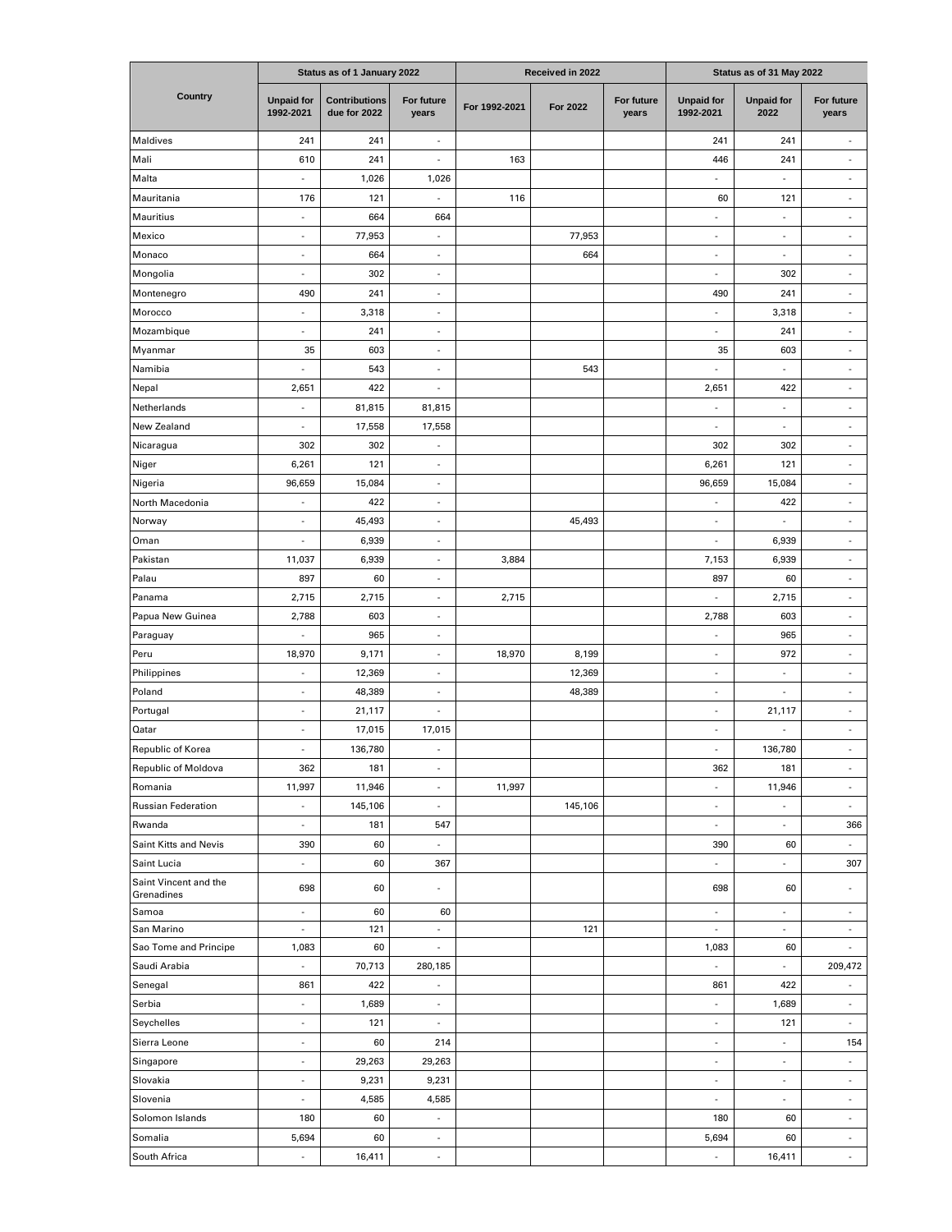| Country | Status as of 1 January 2022 | | | Received in 2022 | | | Status as of 31 May 2022 | | |
|---|---|---|---|---|---|---|---|---|---|
| | Unpaid for 1992-2021 | Contributions due for 2022 | For future years | For 1992-2021 | For 2022 | For future years | Unpaid for 1992-2021 | Unpaid for 2022 | For future years |
| Maldives | 241 | 241 | - | | | | 241 | 241 | - |
| Mali | 610 | 241 | - | 163 | | | 446 | 241 | - |
| Malta | - | 1,026 | 1,026 | | | | - | - | - |
| Mauritania | 176 | 121 | - | 116 | | | 60 | 121 | - |
| Mauritius | - | 664 | 664 | | | | - | - | - |
| Mexico | - | 77,953 | - | | 77,953 | | - | - | - |
| Monaco | - | 664 | - | | 664 | | - | - | - |
| Mongolia | - | 302 | - | | | | - | 302 | - |
| Montenegro | 490 | 241 | - | | | | 490 | 241 | - |
| Morocco | - | 3,318 | - | | | | - | 3,318 | - |
| Mozambique | - | 241 | - | | | | - | 241 | - |
| Myanmar | 35 | 603 | - | | | | 35 | 603 | - |
| Namibia | - | 543 | - | | 543 | | - | - | - |
| Nepal | 2,651 | 422 | - | | | | 2,651 | 422 | - |
| Netherlands | - | 81,815 | 81,815 | | | | - | - | - |
| New Zealand | - | 17,558 | 17,558 | | | | - | - | - |
| Nicaragua | 302 | 302 | - | | | | 302 | 302 | - |
| Niger | 6,261 | 121 | - | | | | 6,261 | 121 | - |
| Nigeria | 96,659 | 15,084 | - | | | | 96,659 | 15,084 | - |
| North Macedonia | - | 422 | - | | | | - | 422 | - |
| Norway | - | 45,493 | - | | 45,493 | | - | - | - |
| Oman | - | 6,939 | - | | | | - | 6,939 | - |
| Pakistan | 11,037 | 6,939 | - | 3,884 | | | 7,153 | 6,939 | - |
| Palau | 897 | 60 | - | | | | 897 | 60 | - |
| Panama | 2,715 | 2,715 | - | 2,715 | | | - | 2,715 | - |
| Papua New Guinea | 2,788 | 603 | - | | | | 2,788 | 603 | - |
| Paraguay | - | 965 | - | | | | - | 965 | - |
| Peru | 18,970 | 9,171 | - | 18,970 | 8,199 | | - | 972 | - |
| Philippines | - | 12,369 | - | | 12,369 | | - | - | - |
| Poland | - | 48,389 | - | | 48,389 | | - | - | - |
| Portugal | - | 21,117 | - | | | | - | 21,117 | - |
| Qatar | - | 17,015 | 17,015 | | | | - | - | - |
| Republic of Korea | - | 136,780 | - | | | | - | 136,780 | - |
| Republic of Moldova | 362 | 181 | - | | | | 362 | 181 | - |
| Romania | 11,997 | 11,946 | - | 11,997 | | | - | 11,946 | - |
| Russian Federation | - | 145,106 | - | | 145,106 | | - | - | - |
| Rwanda | - | 181 | 547 | | | | - | - | 366 |
| Saint Kitts and Nevis | 390 | 60 | - | | | | 390 | 60 | - |
| Saint Lucia | - | 60 | 367 | | | | - | - | 307 |
| Saint Vincent and the Grenadines | 698 | 60 | - | | | | 698 | 60 | - |
| Samoa | - | 60 | 60 | | | | - | - | - |
| San Marino | - | 121 | - | | 121 | | - | - | - |
| Sao Tome and Principe | 1,083 | 60 | - | | | | 1,083 | 60 | - |
| Saudi Arabia | - | 70,713 | 280,185 | | | | - | - | 209,472 |
| Senegal | 861 | 422 | - | | | | 861 | 422 | - |
| Serbia | - | 1,689 | - | | | | - | 1,689 | - |
| Seychelles | - | 121 | - | | | | - | 121 | - |
| Sierra Leone | - | 60 | 214 | | | | - | - | 154 |
| Singapore | - | 29,263 | 29,263 | | | | - | - | - |
| Slovakia | - | 9,231 | 9,231 | | | | - | - | - |
| Slovenia | - | 4,585 | 4,585 | | | | - | - | - |
| Solomon Islands | 180 | 60 | - | | | | 180 | 60 | - |
| Somalia | 5,694 | 60 | - | | | | 5,694 | 60 | - |
| South Africa | - | 16,411 | - | | | | - | 16,411 | - |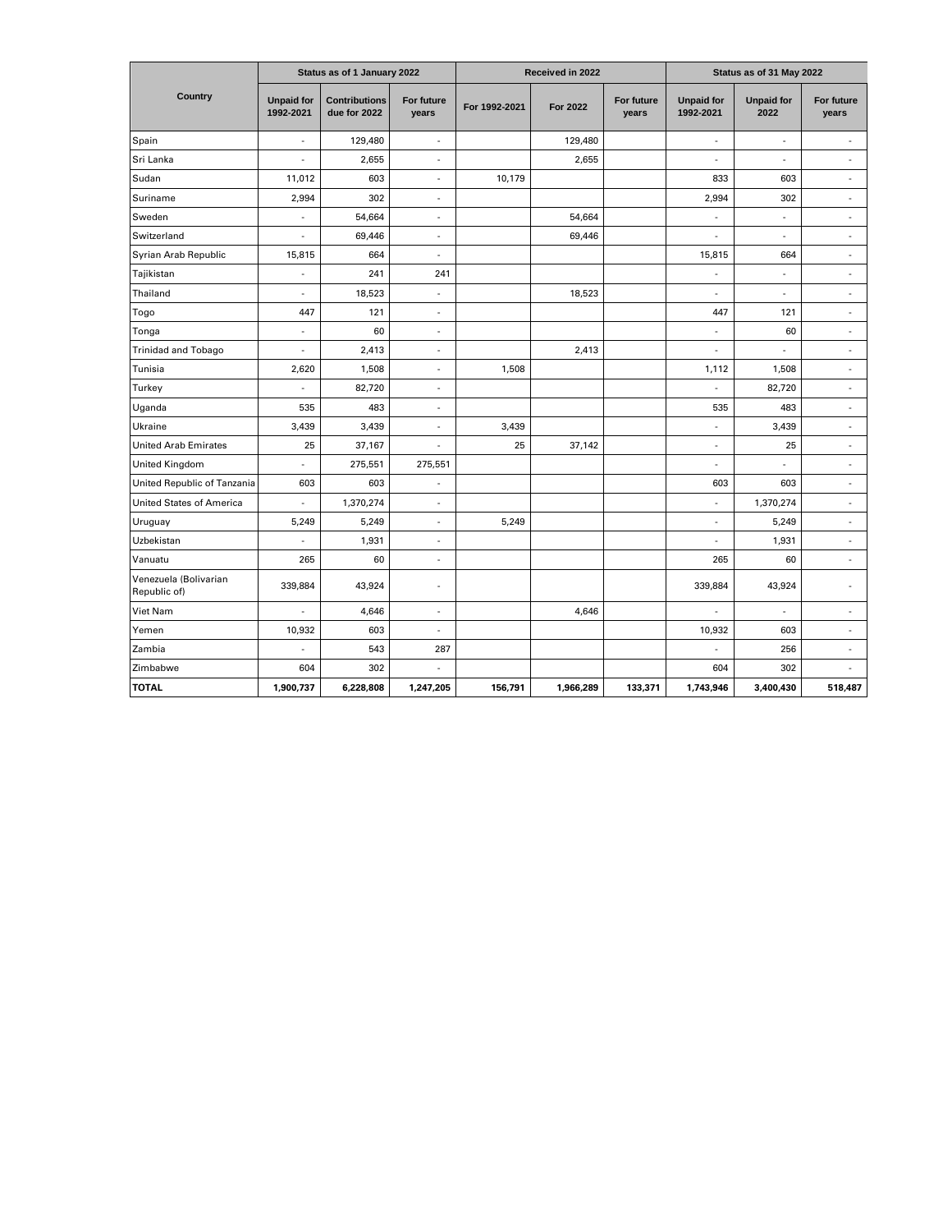| Country | Status as of 1 January 2022 | | | Received in 2022 | | | Status as of 31 May 2022 | | |
|---|---|---|---|---|---|---|---|---|---|
| | Unpaid for 1992-2021 | Contributions due for 2022 | For future years | For 1992-2021 | For 2022 | For future years | Unpaid for 1992-2021 | Unpaid for 2022 | For future years |
| Spain | - | 129,480 | - | | 129,480 | | - | - | - |
| Sri Lanka | - | 2,655 | - | | 2,655 | | - | - | - |
| Sudan | 11,012 | 603 | - | 10,179 | | | 833 | 603 | - |
| Suriname | 2,994 | 302 | - | | | | 2,994 | 302 | - |
| Sweden | - | 54,664 | - | | 54,664 | | - | - | - |
| Switzerland | - | 69,446 | - | | 69,446 | | - | - | - |
| Syrian Arab Republic | 15,815 | 664 | - | | | | 15,815 | 664 | - |
| Tajikistan | - | 241 | 241 | | | | - | - | - |
| Thailand | - | 18,523 | - | | 18,523 | | - | - | - |
| Togo | 447 | 121 | - | | | | 447 | 121 | - |
| Tonga | - | 60 | - | | | | - | 60 | - |
| Trinidad and Tobago | - | 2,413 | - | | 2,413 | | - | - | - |
| Tunisia | 2,620 | 1,508 | - | 1,508 | | | 1,112 | 1,508 | - |
| Turkey | - | 82,720 | - | | | | - | 82,720 | - |
| Uganda | 535 | 483 | - | | | | 535 | 483 | - |
| Ukraine | 3,439 | 3,439 | - | 3,439 | | | - | 3,439 | - |
| United Arab Emirates | 25 | 37,167 | - | 25 | 37,142 | | - | 25 | - |
| United Kingdom | - | 275,551 | 275,551 | | | | - | - | - |
| United Republic of Tanzania | 603 | 603 | - | | | | 603 | 603 | - |
| United States of America | - | 1,370,274 | - | | | | - | 1,370,274 | - |
| Uruguay | 5,249 | 5,249 | - | 5,249 | | | - | 5,249 | - |
| Uzbekistan | - | 1,931 | - | | | | - | 1,931 | - |
| Vanuatu | 265 | 60 | - | | | | 265 | 60 | - |
| Venezuela (Bolivarian Republic of) | 339,884 | 43,924 | - | | | | 339,884 | 43,924 | - |
| Viet Nam | - | 4,646 | - | | 4,646 | | - | - | - |
| Yemen | 10,932 | 603 | - | | | | 10,932 | 603 | - |
| Zambia | - | 543 | 287 | | | | - | 256 | - |
| Zimbabwe | 604 | 302 | - | | | | 604 | 302 | - |
| **TOTAL** | **1,900,737** | **6,228,808** | **1,247,205** | **156,791** | **1,966,289** | **133,371** | **1,743,946** | **3,400,430** | **518,487** |